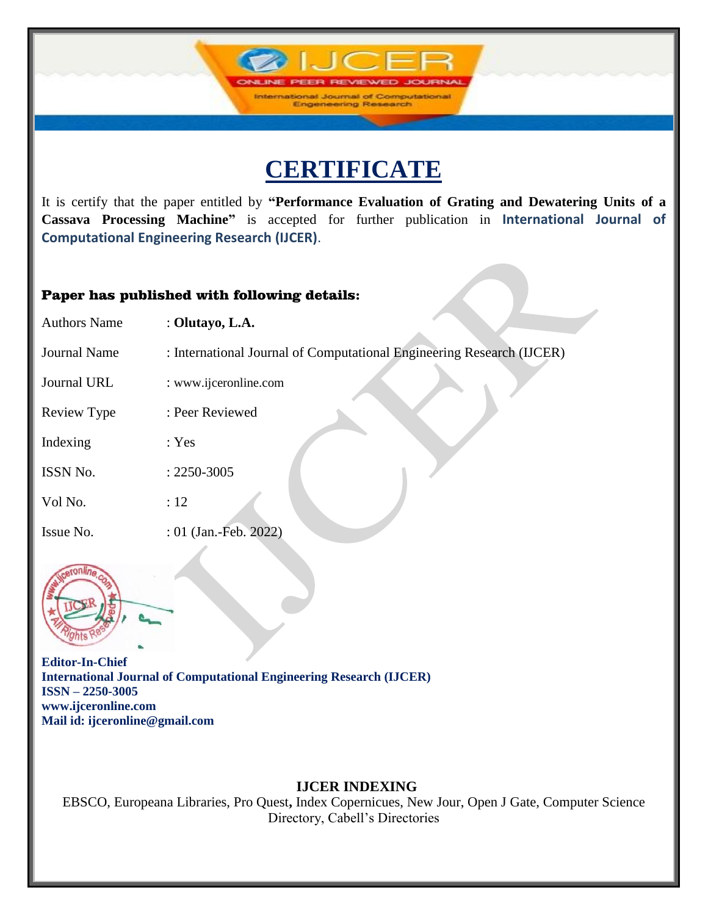# CERTIFICATE

It is certify that the paper entitled by **"Performance Evaluation of Grating and Dewatering Units of a Cassava Processing Machine"** is accepted for further publication in **International Journal of Computational Engineering Research (IJCER)**.

### Paper has published with following details:

| | |
|---|---|
| Authors Name | : **Olutayo, L.A.** |
| Journal Name | : International Journal of Computational Engineering Research (IJCER) |
| Journal URL | : www.ijceronline.com |
| Review Type | : Peer Reviewed |
| Indexing | : Yes |
| ISSN No. | : 2250-3005 |
| Vol No. | : 12 |
| Issue No. | : 01 (Jan.-Feb. 2022) |

**Editor-In-Chief**
**International Journal of Computational Engineering Research (IJCER)**
**ISSN – 2250-3005**
**www.ijceronline.com**
**Mail id: ijceronline@gmail.com**

**IJCER INDEXING**

EBSCO, Europeana Libraries, Pro Quest, Index Copernicues, New Jour, Open J Gate, Computer Science Directory, Cabell's Directories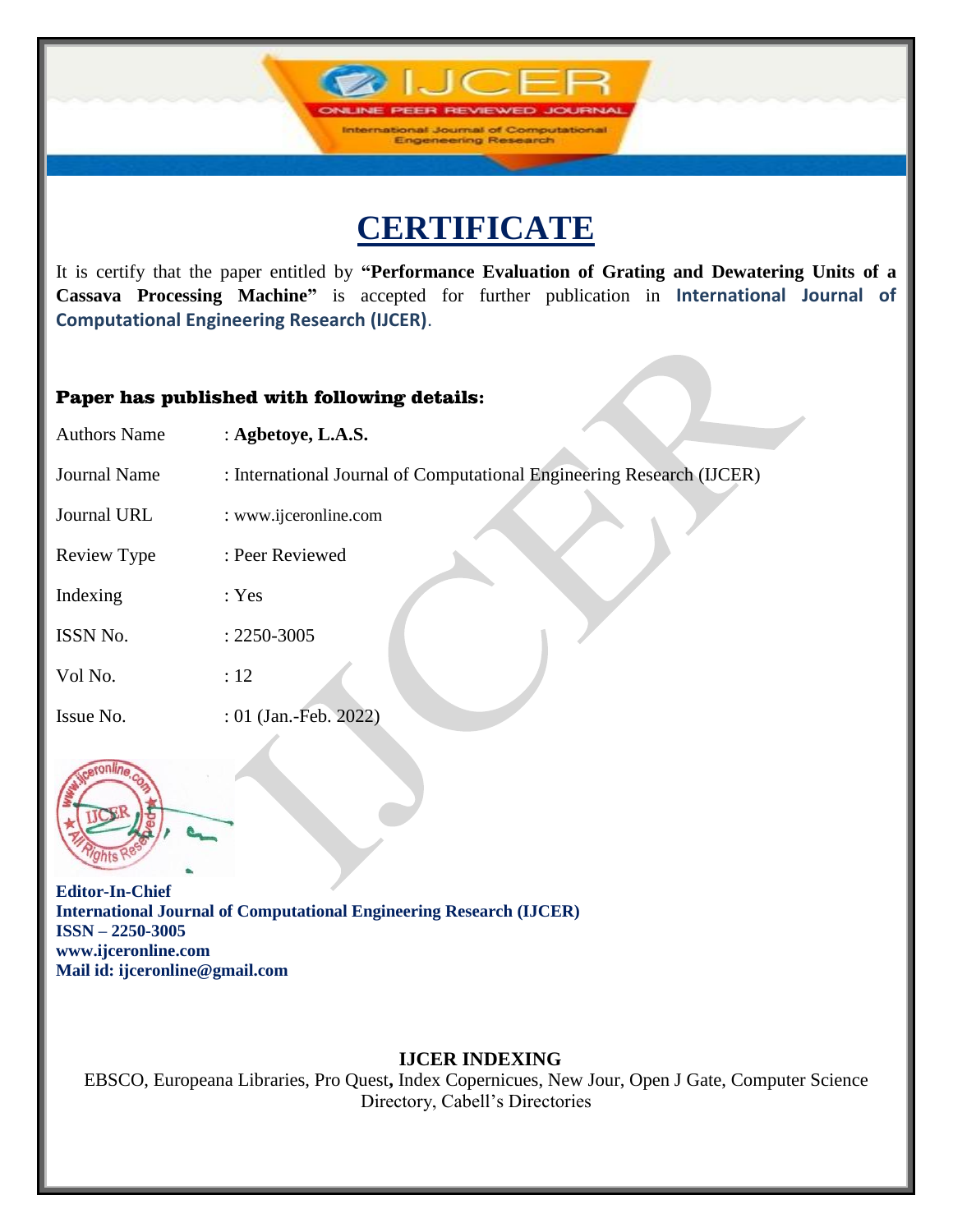# CERTIFICATE

It is certify that the paper entitled by **"Performance Evaluation of Grating and Dewatering Units of a Cassava Processing Machine"** is accepted for further publication in **International Journal of Computational Engineering Research (IJCER)**.

### Paper has published with following details:

| | |
|---|---|
| Authors Name | : **Agbetoye, L.A.S.** |
| Journal Name | : International Journal of Computational Engineering Research (IJCER) |
| Journal URL | : www.ijceronline.com |
| Review Type | : Peer Reviewed |
| Indexing | : Yes |
| ISSN No. | : 2250-3005 |
| Vol No. | : 12 |
| Issue No. | : 01 (Jan.-Feb. 2022) |

**Editor-In-Chief**
**International Journal of Computational Engineering Research (IJCER)**
**ISSN – 2250-3005**
**www.ijceronline.com**
**Mail id: ijceronline@gmail.com**

**IJCER INDEXING**

EBSCO, Europeana Libraries, Pro Quest, Index Copernicues, New Jour, Open J Gate, Computer Science Directory, Cabell's Directories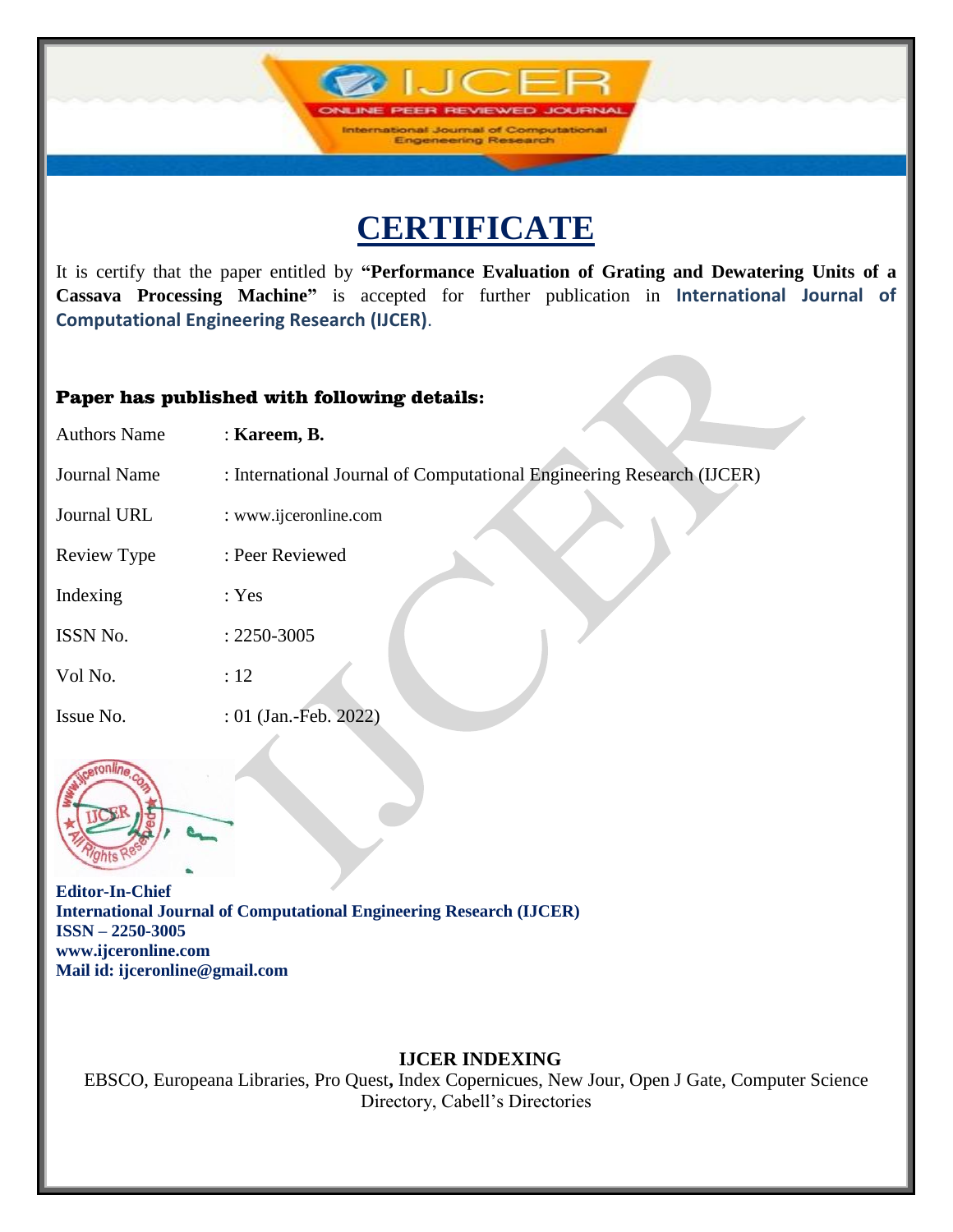# CERTIFICATE

It is certify that the paper entitled by **"Performance Evaluation of Grating and Dewatering Units of a Cassava Processing Machine"** is accepted for further publication in **International Journal of Computational Engineering Research (IJCER)**.

### Paper has published with following details:

| | |
|---|---|
| Authors Name | : **Kareem, B.** |
| Journal Name | : International Journal of Computational Engineering Research (IJCER) |
| Journal URL | : www.ijceronline.com |
| Review Type | : Peer Reviewed |
| Indexing | : Yes |
| ISSN No. | : 2250-3005 |
| Vol No. | : 12 |
| Issue No. | : 01 (Jan.-Feb. 2022) |

**Editor-In-Chief**
**International Journal of Computational Engineering Research (IJCER)**
**ISSN – 2250-3005**
**www.ijceronline.com**
**Mail id: ijceronline@gmail.com**

**IJCER INDEXING**

EBSCO, Europeana Libraries, Pro Quest, Index Copernicues, New Jour, Open J Gate, Computer Science Directory, Cabell's Directories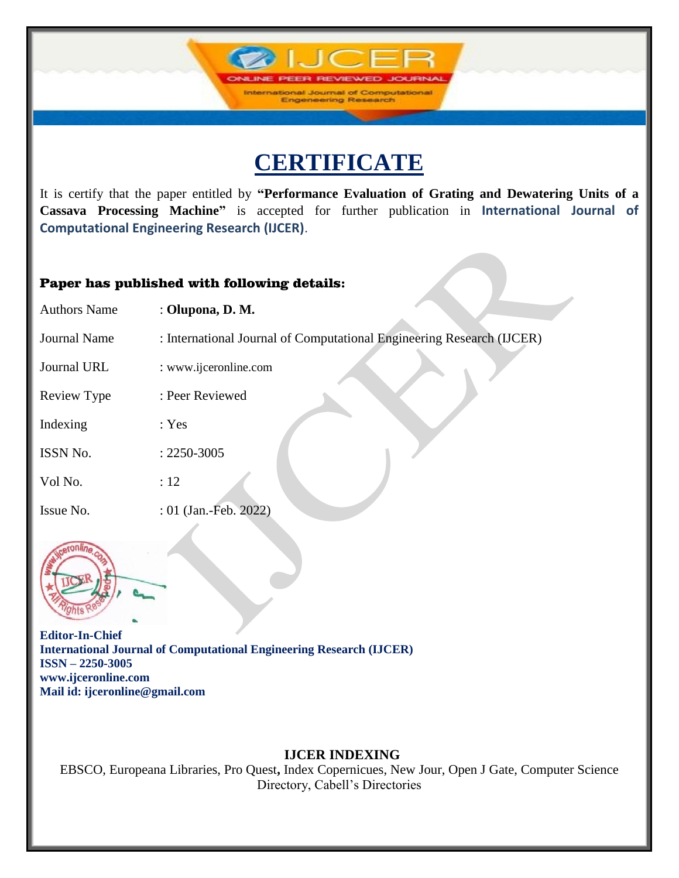# CERTIFICATE

It is certify that the paper entitled by **"Performance Evaluation of Grating and Dewatering Units of a Cassava Processing Machine"** is accepted for further publication in **International Journal of Computational Engineering Research (IJCER)**.

**Paper has published with following details:**

| | |
|---|---|
| Authors Name | : **Olupona, D. M.** |
| Journal Name | : International Journal of Computational Engineering Research (IJCER) |
| Journal URL | : www.ijceronline.com |
| Review Type | : Peer Reviewed |
| Indexing | : Yes |
| ISSN No. | : 2250-3005 |
| Vol No. | : 12 |
| Issue No. | : 01 (Jan.-Feb. 2022) |

**Editor-In-Chief**
**International Journal of Computational Engineering Research (IJCER)**
**ISSN – 2250-3005**
**www.ijceronline.com**
**Mail id: ijceronline@gmail.com**

**IJCER INDEXING**

EBSCO, Europeana Libraries, Pro Quest, Index Copernicues, New Jour, Open J Gate, Computer Science Directory, Cabell's Directories